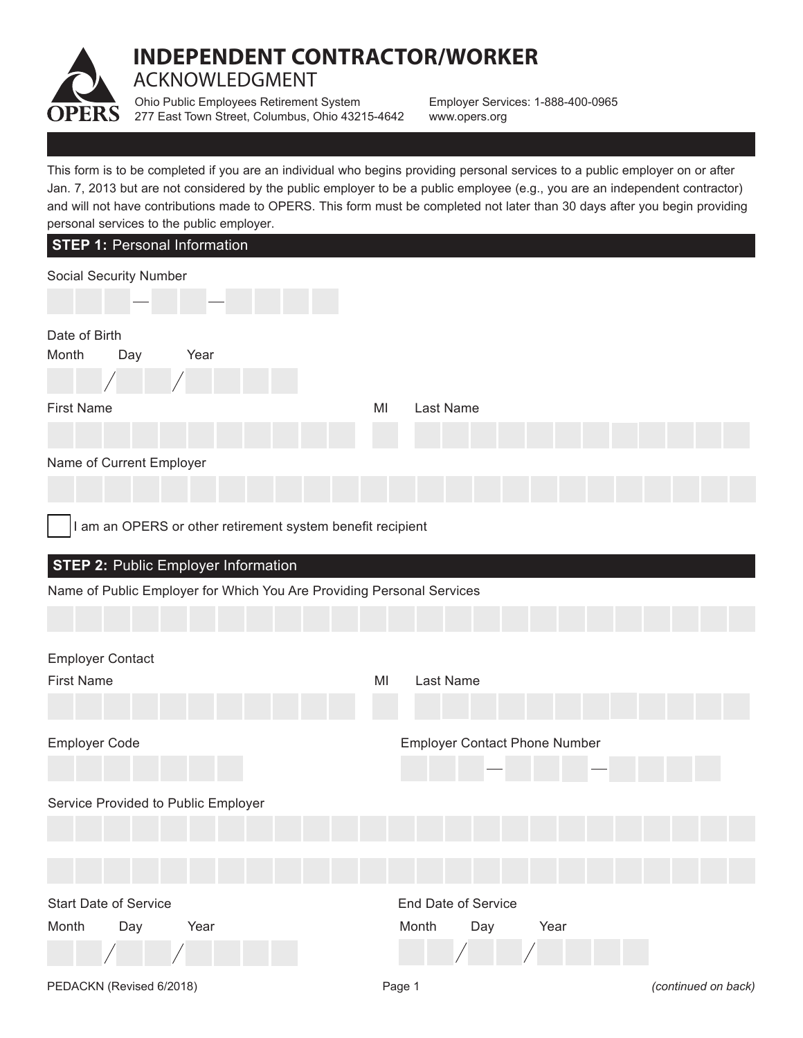# INDEPENDENT CONTRACTOR/WORKER ACKNOWLEDGMENT

OPERS

Ohio Public Employees Retirement System
277 East Town Street, Columbus, Ohio 43215-4642

Employer Services: 1-888-400-0965
www.opers.org

This form is to be completed if you are an individual who begins providing personal services to a public employer on or after Jan. 7, 2013 but are not considered by the public employer to be a public employee (e.g., you are an independent contractor) and will not have contributions made to OPERS. This form must be completed not later than 30 days after you begin providing personal services to the public employer.

## STEP 1: Personal Information

Social Security Number

\_\_\_ — \_\_ — \_\_\_\_

Date of Birth

Month / Day / Year

First Name

MI

Last Name

Name of Current Employer

☐ I am an OPERS or other retirement system benefit recipient

## STEP 2: Public Employer Information

Name of Public Employer for Which You Are Providing Personal Services

Employer Contact

First Name

MI

Last Name

Employer Code

Employer Contact Phone Number

\_\_\_ — \_\_\_ — \_\_\_\_

Service Provided to Public Employer

Start Date of Service

Month / Day / Year

End Date of Service

Month / Day / Year

PEDACKN (Revised 6/2018)

*(continued on back)*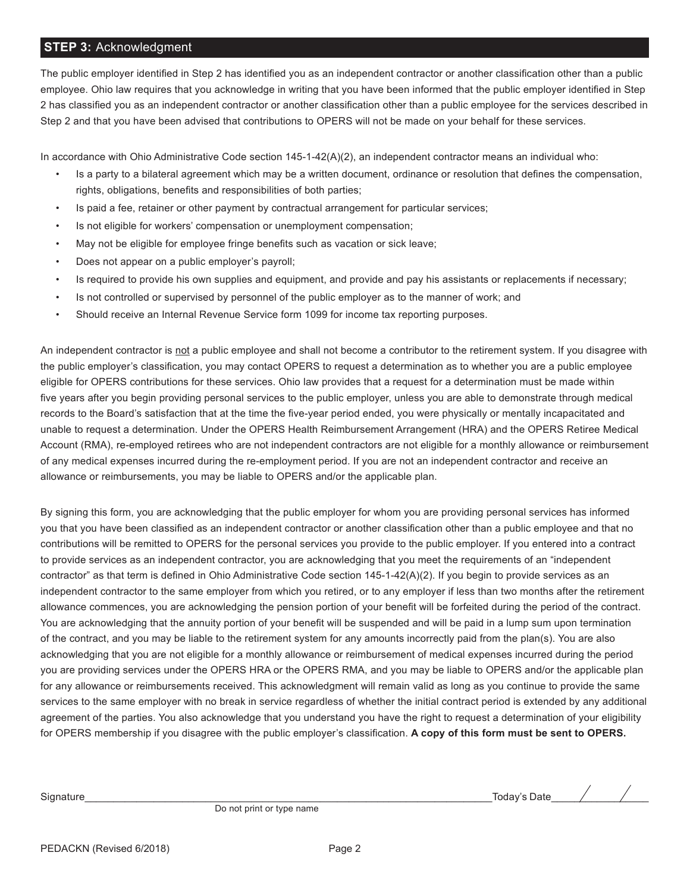## STEP 3: Acknowledgment

The public employer identified in Step 2 has identified you as an independent contractor or another classification other than a public employee. Ohio law requires that you acknowledge in writing that you have been informed that the public employer identified in Step 2 has classified you as an independent contractor or another classification other than a public employee for the services described in Step 2 and that you have been advised that contributions to OPERS will not be made on your behalf for these services.

In accordance with Ohio Administrative Code section 145-1-42(A)(2), an independent contractor means an individual who:

- Is a party to a bilateral agreement which may be a written document, ordinance or resolution that defines the compensation, rights, obligations, benefits and responsibilities of both parties;
- Is paid a fee, retainer or other payment by contractual arrangement for particular services;
- Is not eligible for workers' compensation or unemployment compensation;
- May not be eligible for employee fringe benefits such as vacation or sick leave;
- Does not appear on a public employer's payroll;
- Is required to provide his own supplies and equipment, and provide and pay his assistants or replacements if necessary;
- Is not controlled or supervised by personnel of the public employer as to the manner of work; and
- Should receive an Internal Revenue Service form 1099 for income tax reporting purposes.

An independent contractor is not a public employee and shall not become a contributor to the retirement system. If you disagree with the public employer's classification, you may contact OPERS to request a determination as to whether you are a public employee eligible for OPERS contributions for these services. Ohio law provides that a request for a determination must be made within five years after you begin providing personal services to the public employer, unless you are able to demonstrate through medical records to the Board's satisfaction that at the time the five-year period ended, you were physically or mentally incapacitated and unable to request a determination. Under the OPERS Health Reimbursement Arrangement (HRA) and the OPERS Retiree Medical Account (RMA), re-employed retirees who are not independent contractors are not eligible for a monthly allowance or reimbursement of any medical expenses incurred during the re-employment period. If you are not an independent contractor and receive an allowance or reimbursements, you may be liable to OPERS and/or the applicable plan.

By signing this form, you are acknowledging that the public employer for whom you are providing personal services has informed you that you have been classified as an independent contractor or another classification other than a public employee and that no contributions will be remitted to OPERS for the personal services you provide to the public employer. If you entered into a contract to provide services as an independent contractor, you are acknowledging that you meet the requirements of an "independent contractor" as that term is defined in Ohio Administrative Code section 145-1-42(A)(2). If you begin to provide services as an independent contractor to the same employer from which you retired, or to any employer if less than two months after the retirement allowance commences, you are acknowledging the pension portion of your benefit will be forfeited during the period of the contract. You are acknowledging that the annuity portion of your benefit will be suspended and will be paid in a lump sum upon termination of the contract, and you may be liable to the retirement system for any amounts incorrectly paid from the plan(s). You are also acknowledging that you are not eligible for a monthly allowance or reimbursement of medical expenses incurred during the period you are providing services under the OPERS HRA or the OPERS RMA, and you may be liable to OPERS and/or the applicable plan for any allowance or reimbursements received. This acknowledgment will remain valid as long as you continue to provide the same services to the same employer with no break in service regardless of whether the initial contract period is extended by any additional agreement of the parties. You also acknowledge that you understand you have the right to request a determination of your eligibility for OPERS membership if you disagree with the public employer's classification. **A copy of this form must be sent to OPERS.**

Signature_______________________________________________ Today's Date_____/_____/_____

Do not print or type name

PEDACKN (Revised 6/2018)